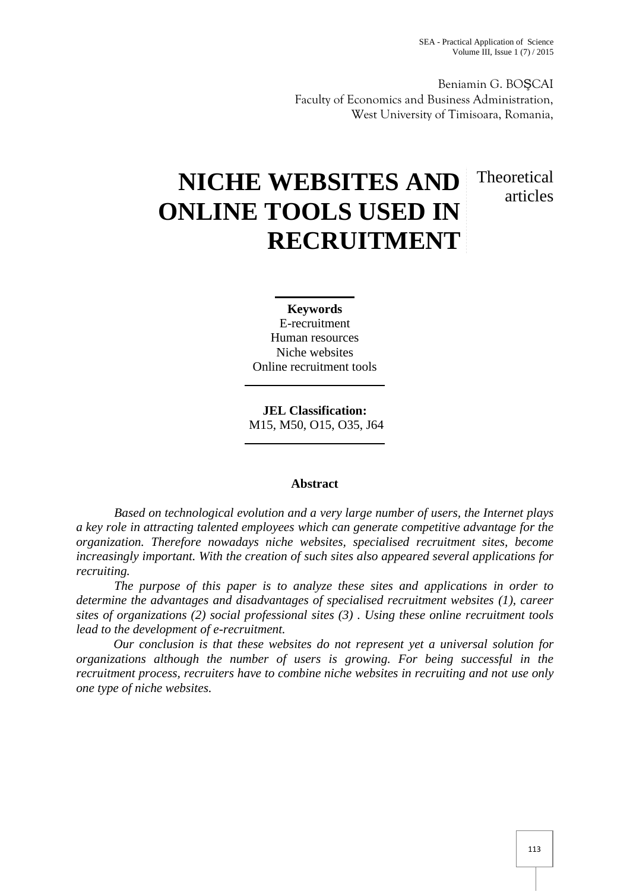Beniamin G. BOȘCAI
Faculty of Economics and Business Administration,
West University of Timisoara, Romania,

# NICHE WEBSITES AND ONLINE TOOLS USED IN RECRUITMENT

Theoretical articles

**Keywords**
E-recruitment
Human resources
Niche websites
Online recruitment tools

**JEL Classification:**
M15, M50, O15, O35, J64

## Abstract

*Based on technological evolution and a very large number of users, the Internet plays a key role in attracting talented employees which can generate competitive advantage for the organization. Therefore nowadays niche websites, specialised recruitment sites, become increasingly important. With the creation of such sites also appeared several applications for recruiting.*

*The purpose of this paper is to analyze these sites and applications in order to determine the advantages and disadvantages of specialised recruitment websites (1), career sites of organizations (2) social professional sites (3) . Using these online recruitment tools lead to the development of e-recruitment.*

*Our conclusion is that these websites do not represent yet a universal solution for organizations although the number of users is growing. For being successful in the recruitment process, recruiters have to combine niche websites in recruiting and not use only one type of niche websites.*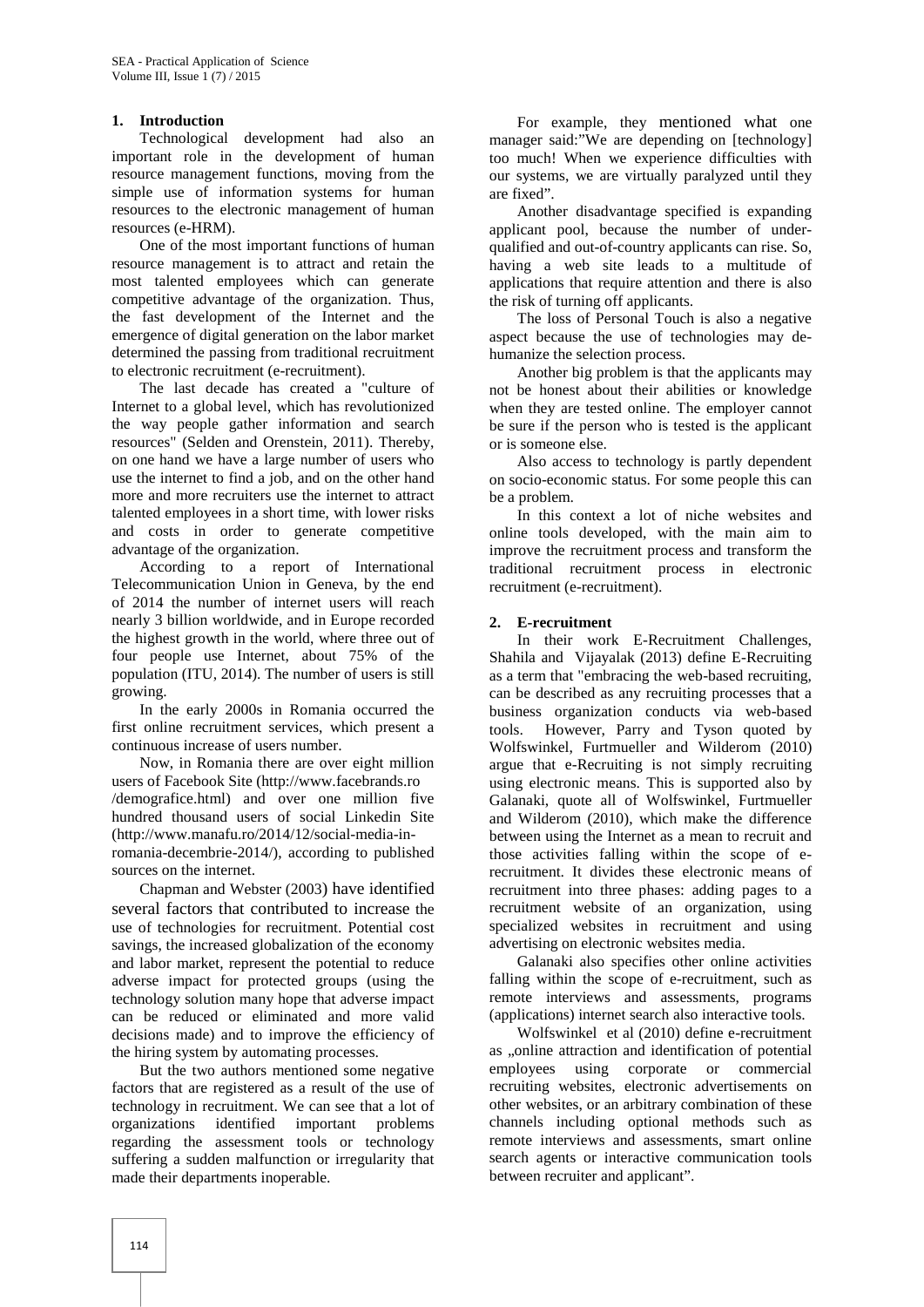## 1. Introduction

Technological development had also an important role in the development of human resource management functions, moving from the simple use of information systems for human resources to the electronic management of human resources (e-HRM).

One of the most important functions of human resource management is to attract and retain the most talented employees which can generate competitive advantage of the organization. Thus, the fast development of the Internet and the emergence of digital generation on the labor market determined the passing from traditional recruitment to electronic recruitment (e-recruitment).

The last decade has created a "culture of Internet to a global level, which has revolutionized the way people gather information and search resources" (Selden and Orenstein, 2011). Thereby, on one hand we have a large number of users who use the internet to find a job, and on the other hand more and more recruiters use the internet to attract talented employees in a short time, with lower risks and costs in order to generate competitive advantage of the organization.

According to a report of International Telecommunication Union in Geneva, by the end of 2014 the number of internet users will reach nearly 3 billion worldwide, and in Europe recorded the highest growth in the world, where three out of four people use Internet, about 75% of the population (ITU, 2014). The number of users is still growing.

In the early 2000s in Romania occurred the first online recruitment services, which present a continuous increase of users number.

Now, in Romania there are over eight million users of Facebook Site (http://www.facebrands.ro /demografice.html) and over one million five hundred thousand users of social Linkedin Site (http://www.manafu.ro/2014/12/social-media-in-romania-decembrie-2014/), according to published sources on the internet.

Chapman and Webster (2003) have identified several factors that contributed to increase the use of technologies for recruitment. Potential cost savings, the increased globalization of the economy and labor market, represent the potential to reduce adverse impact for protected groups (using the technology solution many hope that adverse impact can be reduced or eliminated and more valid decisions made) and to improve the efficiency of the hiring system by automating processes.

But the two authors mentioned some negative factors that are registered as a result of the use of technology in recruitment. We can see that a lot of organizations identified important problems regarding the assessment tools or technology suffering a sudden malfunction or irregularity that made their departments inoperable.

For example, they mentioned what one manager said:"We are depending on [technology] too much! When we experience difficulties with our systems, we are virtually paralyzed until they are fixed".

Another disadvantage specified is expanding applicant pool, because the number of under-qualified and out-of-country applicants can rise. So, having a web site leads to a multitude of applications that require attention and there is also the risk of turning off applicants.

The loss of Personal Touch is also a negative aspect because the use of technologies may de-humanize the selection process.

Another big problem is that the applicants may not be honest about their abilities or knowledge when they are tested online. The employer cannot be sure if the person who is tested is the applicant or is someone else.

Also access to technology is partly dependent on socio-economic status. For some people this can be a problem.

In this context a lot of niche websites and online tools developed, with the main aim to improve the recruitment process and transform the traditional recruitment process in electronic recruitment (e-recruitment).

## 2. E-recruitment

In their work E-Recruitment Challenges, Shahila and Vijayalak (2013) define E-Recruiting as a term that "embracing the web-based recruiting, can be described as any recruiting processes that a business organization conducts via web-based tools. However, Parry and Tyson quoted by Wolfswinkel, Furtmueller and Wilderom (2010) argue that e-Recruiting is not simply recruiting using electronic means. This is supported also by Galanaki, quote all of Wolfswinkel, Furtmueller and Wilderom (2010), which make the difference between using the Internet as a mean to recruit and those activities falling within the scope of e-recruitment. It divides these electronic means of recruitment into three phases: adding pages to a recruitment website of an organization, using specialized websites in recruitment and using advertising on electronic websites media.

Galanaki also specifies other online activities falling within the scope of e-recruitment, such as remote interviews and assessments, programs (applications) internet search also interactive tools.

Wolfswinkel et al (2010) define e-recruitment as „online attraction and identification of potential employees using corporate or commercial recruiting websites, electronic advertisements on other websites, or an arbitrary combination of these channels including optional methods such as remote interviews and assessments, smart online search agents or interactive communication tools between recruiter and applicant".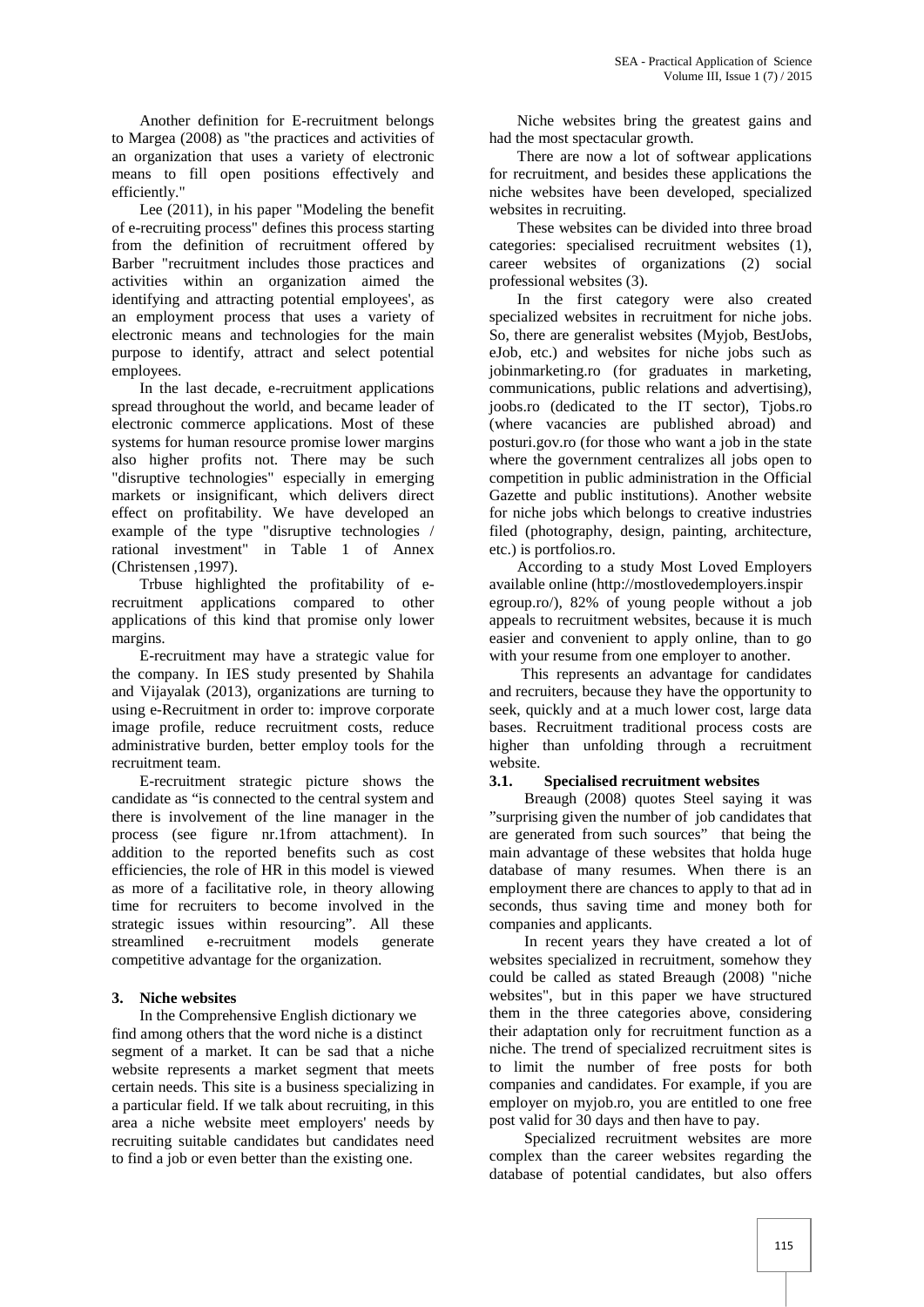Another definition for E-recruitment belongs to Margea (2008) as "the practices and activities of an organization that uses a variety of electronic means to fill open positions effectively and efficiently."

Lee (2011), in his paper "Modeling the benefit of e-recruiting process" defines this process starting from the definition of recruitment offered by Barber "recruitment includes those practices and activities within an organization aimed the identifying and attracting potential employees', as an employment process that uses a variety of electronic means and technologies for the main purpose to identify, attract and select potential employees.

In the last decade, e-recruitment applications spread throughout the world, and became leader of electronic commerce applications. Most of these systems for human resource promise lower margins also higher profits not. There may be such "disruptive technologies" especially in emerging markets or insignificant, which delivers direct effect on profitability. We have developed an example of the type "disruptive technologies / rational investment" in Table 1 of Annex (Christensen ,1997).

Trbuse highlighted the profitability of e-recruitment applications compared to other applications of this kind that promise only lower margins.

E-recruitment may have a strategic value for the company. In IES study presented by Shahila and Vijayalak (2013), organizations are turning to using e-Recruitment in order to: improve corporate image profile, reduce recruitment costs, reduce administrative burden, better employ tools for the recruitment team.

E-recruitment strategic picture shows the candidate as "is connected to the central system and there is involvement of the line manager in the process (see figure nr.1from attachment). In addition to the reported benefits such as cost efficiencies, the role of HR in this model is viewed as more of a facilitative role, in theory allowing time for recruiters to become involved in the strategic issues within resourcing". All these streamlined e-recruitment models generate competitive advantage for the organization.

## 3. Niche websites

In the Comprehensive English dictionary we find among others that the word niche is a distinct segment of a market. It can be sad that a niche website represents a market segment that meets certain needs. This site is a business specializing in a particular field. If we talk about recruiting, in this area a niche website meet employers' needs by recruiting suitable candidates but candidates need to find a job or even better than the existing one.

Niche websites bring the greatest gains and had the most spectacular growth.

There are now a lot of softwear applications for recruitment, and besides these applications the niche websites have been developed, specialized websites in recruiting.

These websites can be divided into three broad categories: specialised recruitment websites (1), career websites of organizations (2) social professional websites (3).

In the first category were also created specialized websites in recruitment for niche jobs. So, there are generalist websites (Myjob, BestJobs, eJob, etc.) and websites for niche jobs such as jobinmarketing.ro (for graduates in marketing, communications, public relations and advertising), joobs.ro (dedicated to the IT sector), Tjobs.ro (where vacancies are published abroad) and posturi.gov.ro (for those who want a job in the state where the government centralizes all jobs open to competition in public administration in the Official Gazette and public institutions). Another website for niche jobs which belongs to creative industries filed (photography, design, painting, architecture, etc.) is portfolios.ro.

According to a study Most Loved Employers available online (http://mostlovedemployers.inspiregroup.ro/), 82% of young people without a job appeals to recruitment websites, because it is much easier and convenient to apply online, than to go with your resume from one employer to another.

This represents an advantage for candidates and recruiters, because they have the opportunity to seek, quickly and at a much lower cost, large data bases. Recruitment traditional process costs are higher than unfolding through a recruitment website.

### 3.1. Specialised recruitment websites

Breaugh (2008) quotes Steel saying it was "surprising given the number of job candidates that are generated from such sources" that being the main advantage of these websites that holda huge database of many resumes. When there is an employment there are chances to apply to that ad in seconds, thus saving time and money both for companies and applicants.

In recent years they have created a lot of websites specialized in recruitment, somehow they could be called as stated Breaugh (2008) "niche websites", but in this paper we have structured them in the three categories above, considering their adaptation only for recruitment function as a niche. The trend of specialized recruitment sites is to limit the number of free posts for both companies and candidates. For example, if you are employer on myjob.ro, you are entitled to one free post valid for 30 days and then have to pay.

Specialized recruitment websites are more complex than the career websites regarding the database of potential candidates, but also offers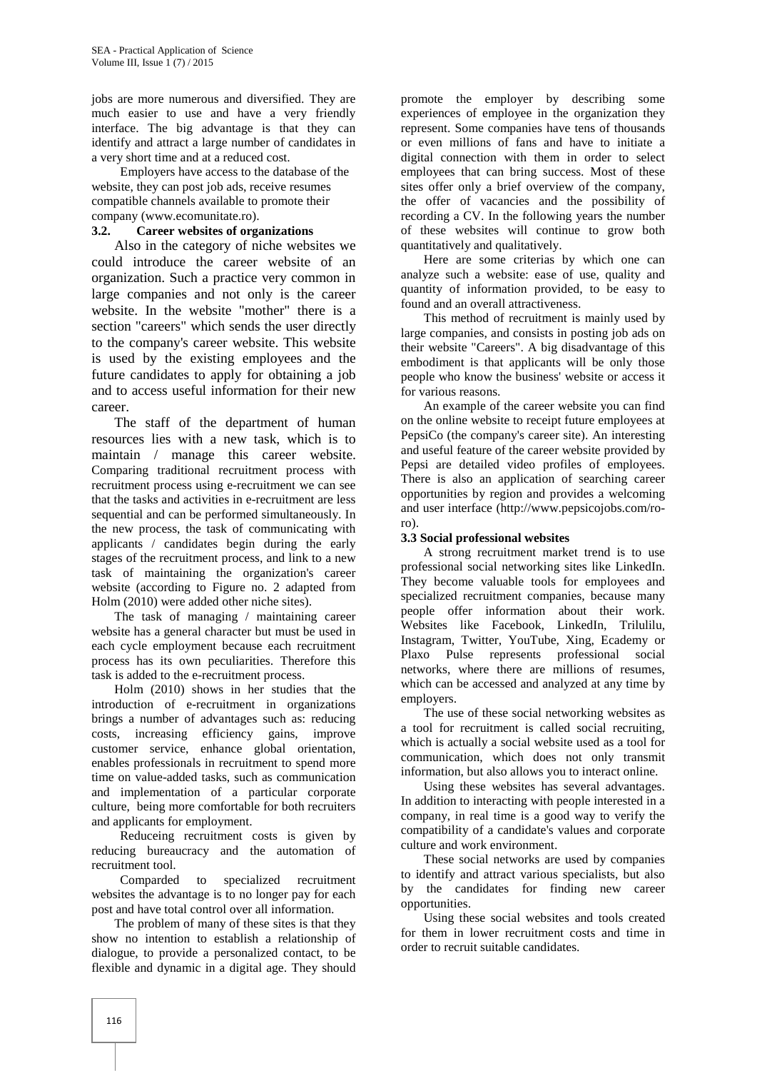jobs are more numerous and diversified. They are much easier to use and have a very friendly interface. The big advantage is that they can identify and attract a large number of candidates in a very short time and at a reduced cost.

Employers have access to the database of the website, they can post job ads, receive resumes compatible channels available to promote their company (www.ecomunitate.ro).

### 3.2. Career websites of organizations

Also in the category of niche websites we could introduce the career website of an organization. Such a practice very common in large companies and not only is the career website. In the website "mother" there is a section "careers" which sends the user directly to the company's career website. This website is used by the existing employees and the future candidates to apply for obtaining a job and to access useful information for their new career.

The staff of the department of human resources lies with a new task, which is to maintain / manage this career website. Comparing traditional recruitment process with recruitment process using e-recruitment we can see that the tasks and activities in e-recruitment are less sequential and can be performed simultaneously. In the new process, the task of communicating with applicants / candidates begin during the early stages of the recruitment process, and link to a new task of maintaining the organization's career website (according to Figure no. 2 adapted from Holm (2010) were added other niche sites).

The task of managing / maintaining career website has a general character but must be used in each cycle employment because each recruitment process has its own peculiarities. Therefore this task is added to the e-recruitment process.

Holm (2010) shows in her studies that the introduction of e-recruitment in organizations brings a number of advantages such as: reducing costs, increasing efficiency gains, improve customer service, enhance global orientation, enables professionals in recruitment to spend more time on value-added tasks, such as communication and implementation of a particular corporate culture, being more comfortable for both recruiters and applicants for employment.

Reduceing recruitment costs is given by reducing bureaucracy and the automation of recruitment tool.

Comparded to specialized recruitment websites the advantage is to no longer pay for each post and have total control over all information.

The problem of many of these sites is that they show no intention to establish a relationship of dialogue, to provide a personalized contact, to be flexible and dynamic in a digital age. They should promote the employer by describing some experiences of employee in the organization they represent. Some companies have tens of thousands or even millions of fans and have to initiate a digital connection with them in order to select employees that can bring success. Most of these sites offer only a brief overview of the company, the offer of vacancies and the possibility of recording a CV. In the following years the number of these websites will continue to grow both quantitatively and qualitatively.

Here are some criterias by which one can analyze such a website: ease of use, quality and quantity of information provided, to be easy to found and an overall attractiveness.

This method of recruitment is mainly used by large companies, and consists in posting job ads on their website "Careers". A big disadvantage of this embodiment is that applicants will be only those people who know the business' website or access it for various reasons.

An example of the career website you can find on the online website to receipt future employees at PepsiCo (the company's career site). An interesting and useful feature of the career website provided by Pepsi are detailed video profiles of employees. There is also an application of searching career opportunities by region and provides a welcoming and user interface (http://www.pepsicojobs.com/ro-ro).

### 3.3 Social professional websites

A strong recruitment market trend is to use professional social networking sites like LinkedIn. They become valuable tools for employees and specialized recruitment companies, because many people offer information about their work. Websites like Facebook, LinkedIn, Trilulilu, Instagram, Twitter, YouTube, Xing, Ecademy or Plaxo Pulse represents professional social networks, where there are millions of resumes, which can be accessed and analyzed at any time by employers.

The use of these social networking websites as a tool for recruitment is called social recruiting, which is actually a social website used as a tool for communication, which does not only transmit information, but also allows you to interact online.

Using these websites has several advantages. In addition to interacting with people interested in a company, in real time is a good way to verify the compatibility of a candidate's values and corporate culture and work environment.

These social networks are used by companies to identify and attract various specialists, but also by the candidates for finding new career opportunities.

Using these social websites and tools created for them in lower recruitment costs and time in order to recruit suitable candidates.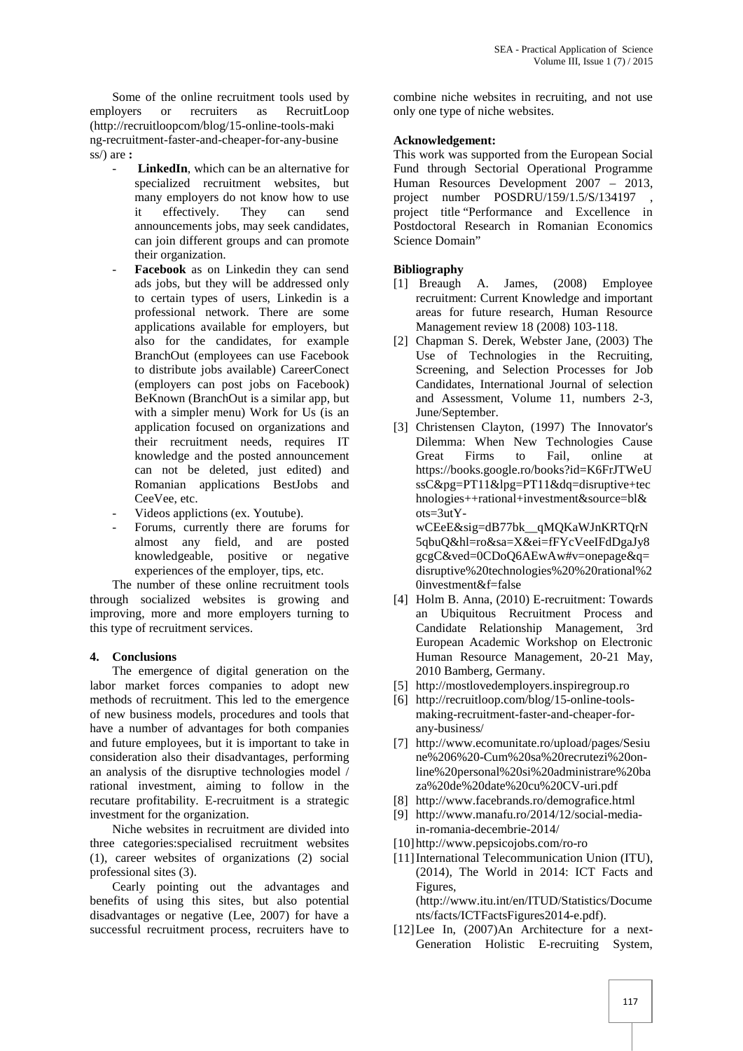Some of the online recruitment tools used by employers or recruiters as RecruitLoop (http://recruitloopcom/blog/15-online-tools-making-recruitment-faster-and-cheaper-for-any-business/) are **:**

- **LinkedIn**, which can be an alternative for specialized recruitment websites, but many employers do not know how to use it effectively. They can send announcements jobs, may seek candidates, can join different groups and can promote their organization.
- **Facebook** as on Linkedin they can send ads jobs, but they will be addressed only to certain types of users, Linkedin is a professional network. There are some applications available for employers, but also for the candidates, for example BranchOut (employees can use Facebook to distribute jobs available) CareerConect (employers can post jobs on Facebook) BeKnown (BranchOut is a similar app, but with a simpler menu) Work for Us (is an application focused on organizations and their recruitment needs, requires IT knowledge and the posted announcement can not be deleted, just edited) and Romanian applications BestJobs and CeeVee, etc.
- Videos applictions (ex. Youtube).
- Forums, currently there are forums for almost any field, and are posted knowledgeable, positive or negative experiences of the employer, tips, etc.

The number of these online recruitment tools through socialized websites is growing and improving, more and more employers turning to this type of recruitment services.

## 4. Conclusions

The emergence of digital generation on the labor market forces companies to adopt new methods of recruitment. This led to the emergence of new business models, procedures and tools that have a number of advantages for both companies and future employees, but it is important to take in consideration also their disadvantages, performing an analysis of the disruptive technologies model / rational investment, aiming to follow in the recutare profitability. E-recruitment is a strategic investment for the organization.

Niche websites in recruitment are divided into three categories:specialised recruitment websites (1), career websites of organizations (2) social professional sites (3).

Cearly pointing out the advantages and benefits of using this sites, but also potential disadvantages or negative (Lee, 2007) for have a successful recruitment process, recruiters have to combine niche websites in recruiting, and not use only one type of niche websites.

**Acknowledgement:**

This work was supported from the European Social Fund through Sectorial Operational Programme Human Resources Development 2007 – 2013, project number POSDRU/159/1.5/S/134197 , project title "Performance and Excellence in Postdoctoral Research in Romanian Economics Science Domain"

**Bibliography**

[1] Breaugh A. James, (2008) Employee recruitment: Current Knowledge and important areas for future research, Human Resource Management review 18 (2008) 103-118.

[2] Chapman S. Derek, Webster Jane, (2003) The Use of Technologies in the Recruiting, Screening, and Selection Processes for Job Candidates, International Journal of selection and Assessment, Volume 11, numbers 2-3, June/September.

[3] Christensen Clayton, (1997) The Innovator's Dilemma: When New Technologies Cause Great Firms to Fail, online at https://books.google.ro/books?id=K6FrJTWeUssC&pg=PT11&lpg=PT11&dq=disruptive+technologies++rational+investment&source=bl&ots=3utY-wCEeE&sig=dB77bk__qMQKaWJnKRTQrN5qbuQ&hl=ro&sa=X&ei=fFYcVeeIFdDgaJy8gcgC&ved=0CDoQ6AEwAw#v=onepage&q=disruptive%20technologies%20%20rational%20investment&f=false

[4] Holm B. Anna, (2010) E-recruitment: Towards an Ubiquitous Recruitment Process and Candidate Relationship Management, 3rd European Academic Workshop on Electronic Human Resource Management, 20-21 May, 2010 Bamberg, Germany.

[5] http://mostlovedemployers.inspiregroup.ro

[6] http://recruitloop.com/blog/15-online-tools-making-recruitment-faster-and-cheaper-for-any-business/

[7] http://www.ecomunitate.ro/upload/pages/Sesiune%206%20-Cum%20sa%20recrutezi%20on-line%20personal%20si%20administrare%20baza%20de%20date%20cu%20CV-uri.pdf

[8] http://www.facebrands.ro/demografice.html

[9] http://www.manafu.ro/2014/12/social-media-in-romania-decembrie-2014/

[10] http://www.pepsicojobs.com/ro-ro

[11] International Telecommunication Union (ITU), (2014), The World in 2014: ICT Facts and Figures, (http://www.itu.int/en/ITUD/Statistics/Documents/facts/ICTFactsFigures2014-e.pdf).

[12] Lee In, (2007)An Architecture for a next-Generation Holistic E-recruiting System,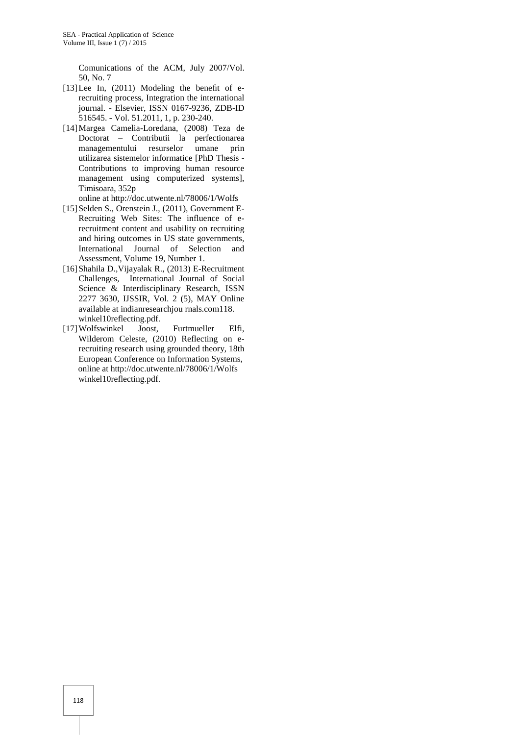Comunications of the ACM, July 2007/Vol. 50, No. 7

[13] Lee In, (2011) Modeling the benefit of e-recruiting process, Integration the international journal. - Elsevier, ISSN 0167-9236, ZDB-ID 516545. - Vol. 51.2011, 1, p. 230-240.

[14] Margea Camelia-Loredana, (2008) Teza de Doctorat – Contributii la perfectionarea managementului resurselor umane prin utilizarea sistemelor informatice [PhD Thesis - Contributions to improving human resource management using computerized systems], Timisoara, 352p
online at http://doc.utwente.nl/78006/1/Wolfs

[15] Selden S., Orenstein J., (2011), Government E-Recruiting Web Sites: The influence of e-recruitment content and usability on recruiting and hiring outcomes in US state governments, International Journal of Selection and Assessment, Volume 19, Number 1.

[16] Shahila D.,Vijayalak R., (2013) E-Recruitment Challenges, International Journal of Social Science & Interdisciplinary Research, ISSN 2277 3630, IJSSIR, Vol. 2 (5), MAY Online available at indianresearchjou rnals.com118.
winkel10reflecting.pdf.

[17] Wolfswinkel Joost, Furtmueller Elfi, Wilderom Celeste, (2010) Reflecting on e-recruiting research using grounded theory, 18th European Conference on Information Systems, online at http://doc.utwente.nl/78006/1/Wolfs winkel10reflecting.pdf.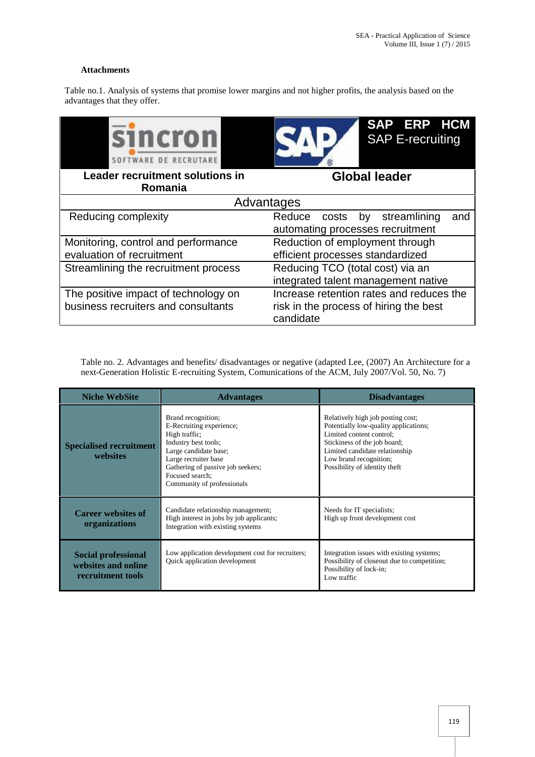**Attachments**

Table no.1. Analysis of systems that promise lower margins and not higher profits, the analysis based on the advantages that they offer.

| sincron SOFTWARE DE RECRUTARE | SAP ERP HCM SAP E-recruiting |
|---|---|
| **Leader recruitment solutions in Romania** | **Global leader** |
| Advantages | |
| Reducing complexity | Reduce costs by streamlining and automating processes recruitment |
| Monitoring, control and performance evaluation of recruitment | Reduction of employment through efficient processes standardized |
| Streamlining the recruitment process | Reducing TCO (total cost) via an integrated talent management native |
| The positive impact of technology on business recruiters and consultants | Increase retention rates and reduces the risk in the process of hiring the best candidate |

Table no. 2. Advantages and benefits/ disadvantages or negative (adapted Lee, (2007) An Architecture for a next-Generation Holistic E-recruiting System, Comunications of the ACM, July 2007/Vol. 50, No. 7)

| Niche WebSite | Advantages | Disadvantages |
|---|---|---|
| **Specialised recruitment websites** | Brand recognition; E-Recruiting experience; High traffic; Industry best tools; Large candidate base; Large recruiter base; Gathering of passive job seekers; Focused search; Community of professionals | Relatively high job posting cost; Potentially low-quality applications; Limited content control; Stickiness of the job board; Limited candidate relationship; Low brand recognition; Possibility of identity theft |
| **Career websites of organizations** | Candidate relationship management; High interest in jobs by job applicants; Integration with existing systems | Needs for IT specialists; High up front development cost |
| **Social professional websites and online recruitment tools** | Low application development cost for recruiters; Quick application development | Integration issues with existing systems; Possibility of closeout due to competition; Possibility of lock-in; Low traffic |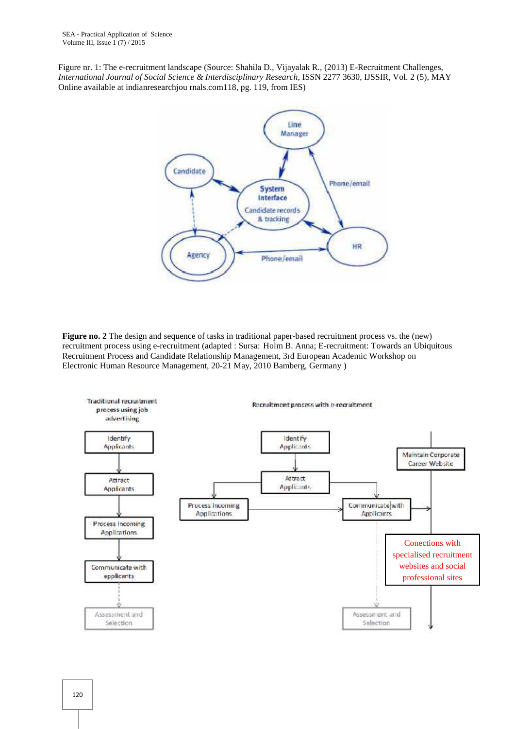Figure nr. 1: The e-recruitment landscape (Source: Shahila D., Vijayalak R., (2013) E-Recruitment Challenges, *International Journal of Social Science & Interdisciplinary Research*, ISSN 2277 3630, IJSSIR, Vol. 2 (5), MAY Online available at indianresearchjou rnals.com118, pg. 119, from IES)

Line Manager

Candidate

System Interface

Candidate records & tracking

Phone/email

Agency

HR

Phone/email

**Figure no. 2** The design and sequence of tasks in traditional paper-based recruitment process vs. the (new) recruitment process using e-recruitment (adapted : Sursa: Holm B. Anna; E-recruitment: Towards an Ubiquitous Recruitment Process and Candidate Relationship Management, 3rd European Academic Workshop on Electronic Human Resource Management, 20-21 May, 2010 Bamberg, Germany )

Traditional recruitment process using job advertising

Identify Applicants

Attract Applicants

Process Incoming Applications

Communicate with applicants

Assessment and Selection

Recruitment process with e-recruitment

Identify Applicants

Attract Applicants

Process Incoming Applications

Communicate with Applicants

Maintain Corporate Career Website

Conections with specialised recruitment websites and social professional sites

Assessment and Selection